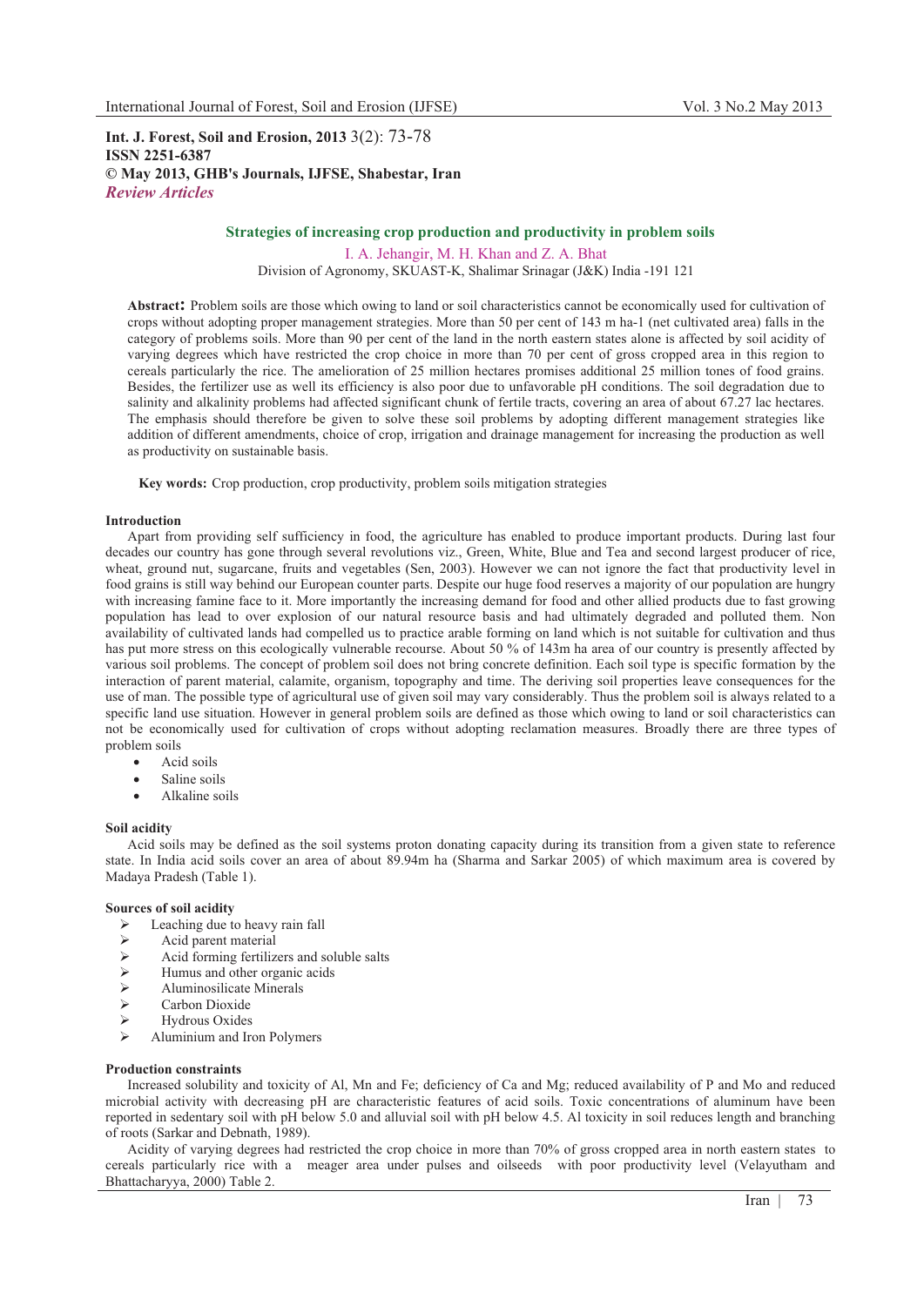**Int. J. Forest, Soil and Erosion, 2013** 3(2): 73-78
**ISSN 2251-6387**
**© May 2013, GHB's Journals, IJFSE, Shabestar, Iran**
***Review Articles***

# Strategies of increasing crop production and productivity in problem soils

I. A. Jehangir, M. H. Khan and Z. A. Bhat

Division of Agronomy, SKUAST-K, Shalimar Srinagar (J&K) India -191 121

**Abstract:** Problem soils are those which owing to land or soil characteristics cannot be economically used for cultivation of crops without adopting proper management strategies. More than 50 per cent of 143 m ha-1 (net cultivated area) falls in the category of problems soils. More than 90 per cent of the land in the north eastern states alone is affected by soil acidity of varying degrees which have restricted the crop choice in more than 70 per cent of gross cropped area in this region to cereals particularly the rice. The amelioration of 25 million hectares promises additional 25 million tones of food grains. Besides, the fertilizer use as well its efficiency is also poor due to unfavorable pH conditions. The soil degradation due to salinity and alkalinity problems had affected significant chunk of fertile tracts, covering an area of about 67.27 lac hectares. The emphasis should therefore be given to solve these soil problems by adopting different management strategies like addition of different amendments, choice of crop, irrigation and drainage management for increasing the production as well as productivity on sustainable basis.

**Key words:** Crop production, crop productivity, problem soils mitigation strategies

## Introduction

Apart from providing self sufficiency in food, the agriculture has enabled to produce important products. During last four decades our country has gone through several revolutions viz., Green, White, Blue and Tea and second largest producer of rice, wheat, ground nut, sugarcane, fruits and vegetables (Sen, 2003). However we can not ignore the fact that productivity level in food grains is still way behind our European counter parts. Despite our huge food reserves a majority of our population are hungry with increasing famine face to it. More importantly the increasing demand for food and other allied products due to fast growing population has lead to over explosion of our natural resource basis and had ultimately degraded and polluted them. Non availability of cultivated lands had compelled us to practice arable forming on land which is not suitable for cultivation and thus has put more stress on this ecologically vulnerable recourse. About 50 % of 143m ha area of our country is presently affected by various soil problems. The concept of problem soil does not bring concrete definition. Each soil type is specific formation by the interaction of parent material, calamite, organism, topography and time. The deriving soil properties leave consequences for the use of man. The possible type of agricultural use of given soil may vary considerably. Thus the problem soil is always related to a specific land use situation. However in general problem soils are defined as those which owing to land or soil characteristics can not be economically used for cultivation of crops without adopting reclamation measures. Broadly there are three types of problem soils

- Acid soils
- Saline soils
- Alkaline soils

## Soil acidity

Acid soils may be defined as the soil systems proton donating capacity during its transition from a given state to reference state. In India acid soils cover an area of about 89.94m ha (Sharma and Sarkar 2005) of which maximum area is covered by Madaya Pradesh (Table 1).

### Sources of soil acidity

- Leaching due to heavy rain fall
- Acid parent material
- Acid forming fertilizers and soluble salts
- Humus and other organic acids
- Aluminosilicate Minerals
- Carbon Dioxide
- Hydrous Oxides
- Aluminium and Iron Polymers

### Production constraints

Increased solubility and toxicity of Al, Mn and Fe; deficiency of Ca and Mg; reduced availability of P and Mo and reduced microbial activity with decreasing pH are characteristic features of acid soils. Toxic concentrations of aluminum have been reported in sedentary soil with pH below 5.0 and alluvial soil with pH below 4.5. Al toxicity in soil reduces length and branching of roots (Sarkar and Debnath, 1989).

Acidity of varying degrees had restricted the crop choice in more than 70% of gross cropped area in north eastern states to cereals particularly rice with a meager area under pulses and oilseeds with poor productivity level (Velayutham and Bhattacharyya, 2000) Table 2.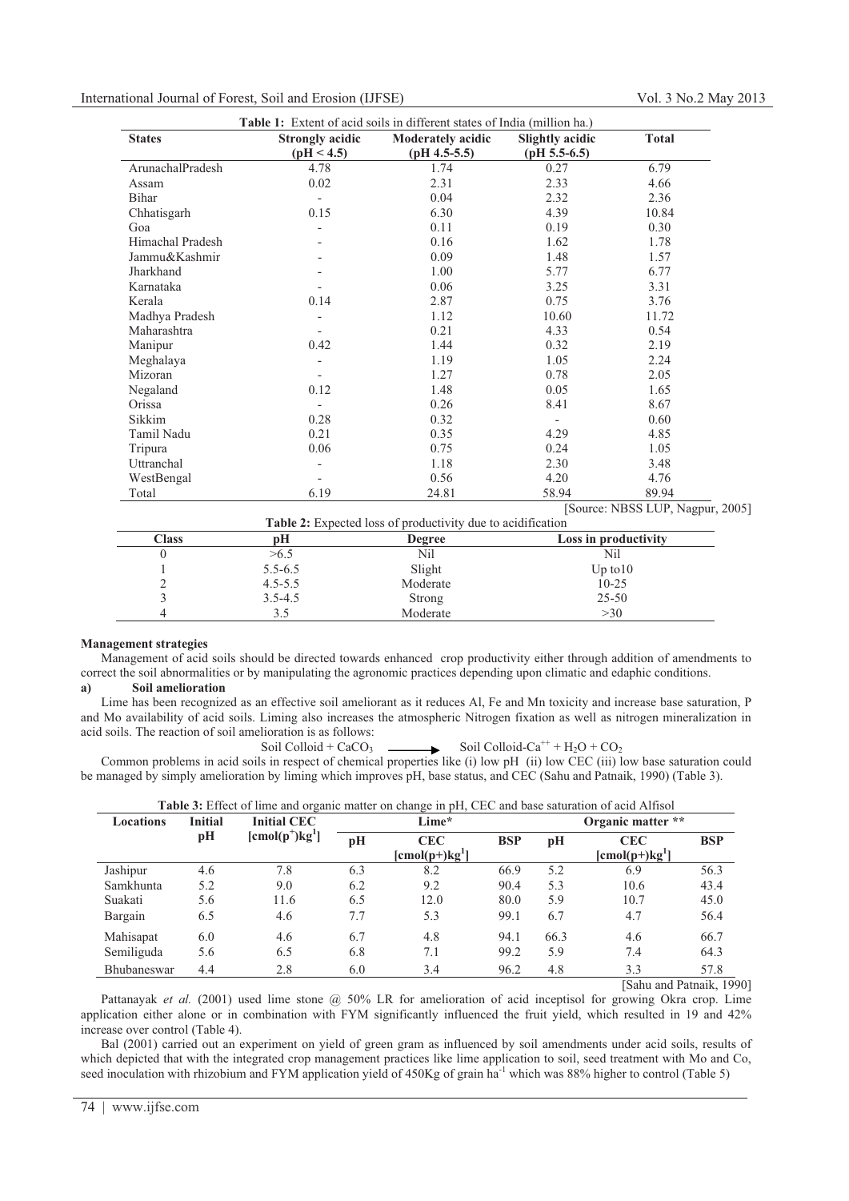**Table 1:** Extent of acid soils in different states of India (million ha.)

| States | Strongly acidic (pH < 4.5) | Moderately acidic (pH 4.5-5.5) | Slightly acidic (pH 5.5-6.5) | Total |
|---|---|---|---|---|
| ArunachalPradesh | 4.78 | 1.74 | 0.27 | 6.79 |
| Assam | 0.02 | 2.31 | 2.33 | 4.66 |
| Bihar | - | 0.04 | 2.32 | 2.36 |
| Chhatisgarh | 0.15 | 6.30 | 4.39 | 10.84 |
| Goa | - | 0.11 | 0.19 | 0.30 |
| Himachal Pradesh | - | 0.16 | 1.62 | 1.78 |
| Jammu&Kashmir | - | 0.09 | 1.48 | 1.57 |
| Jharkhand | - | 1.00 | 5.77 | 6.77 |
| Karnataka | - | 0.06 | 3.25 | 3.31 |
| Kerala | 0.14 | 2.87 | 0.75 | 3.76 |
| Madhya Pradesh | - | 1.12 | 10.60 | 11.72 |
| Maharashtra | - | 0.21 | 4.33 | 0.54 |
| Manipur | 0.42 | 1.44 | 0.32 | 2.19 |
| Meghalaya | - | 1.19 | 1.05 | 2.24 |
| Mizoran | - | 1.27 | 0.78 | 2.05 |
| Negaland | 0.12 | 1.48 | 0.05 | 1.65 |
| Orissa | - | 0.26 | 8.41 | 8.67 |
| Sikkim | 0.28 | 0.32 | - | 0.60 |
| Tamil Nadu | 0.21 | 0.35 | 4.29 | 4.85 |
| Tripura | 0.06 | 0.75 | 0.24 | 1.05 |
| Uttranchal | - | 1.18 | 2.30 | 3.48 |
| WestBengal | - | 0.56 | 4.20 | 4.76 |
| Total | 6.19 | 24.81 | 58.94 | 89.94 |

[Source: NBSS LUP, Nagpur, 2005]

**Table 2:** Expected loss of productivity due to acidification

| Class | pH | Degree | Loss in productivity |
|---|---|---|---|
| 0 | >6.5 | Nil | Nil |
| 1 | 5.5-6.5 | Slight | Up to10 |
| 2 | 4.5-5.5 | Moderate | 10-25 |
| 3 | 3.5-4.5 | Strong | 25-50 |
| 4 | 3.5 | Moderate | >30 |

**Management strategies**

Management of acid soils should be directed towards enhanced crop productivity either through addition of amendments to correct the soil abnormalities or by manipulating the agronomic practices depending upon climatic and edaphic conditions.

**a) Soil amelioration**

Lime has been recognized as an effective soil ameliorant as it reduces Al, Fe and Mn toxicity and increase base saturation, P and Mo availability of acid soils. Liming also increases the atmospheric Nitrogen fixation as well as nitrogen mineralization in acid soils. The reaction of soil amelioration is as follows:

$$\text{Soil Colloid} + CaCO_3 \longrightarrow \text{Soil Colloid-}Ca^{++} + H_2O + CO_2$$

Common problems in acid soils in respect of chemical properties like (i) low pH (ii) low CEC (iii) low base saturation could be managed by simply amelioration by liming which improves pH, base status, and CEC (Sahu and Patnaik, 1990) (Table 3).

**Table 3:** Effect of lime and organic matter on change in pH, CEC and base saturation of acid Alfisol

| Locations | Initial pH | Initial CEC [cmol(p$^+$)kg$^1$] | Lime* | | | Organic matter ** | | |
|---|---|---|---|---|---|---|---|---|
| | | | pH | CEC [cmol(p+)kg$^1$] | BSP | pH | CEC [cmol(p+)kg$^1$] | BSP |
| Jashipur | 4.6 | 7.8 | 6.3 | 8.2 | 66.9 | 5.2 | 6.9 | 56.3 |
| Samkhunta | 5.2 | 9.0 | 6.2 | 9.2 | 90.4 | 5.3 | 10.6 | 43.4 |
| Suakati | 5.6 | 11.6 | 6.5 | 12.0 | 80.0 | 5.9 | 10.7 | 45.0 |
| Bargain | 6.5 | 4.6 | 7.7 | 5.3 | 99.1 | 6.7 | 4.7 | 56.4 |
| Mahisapat | 6.0 | 4.6 | 6.7 | 4.8 | 94.1 | 66.3 | 4.6 | 66.7 |
| Semiliguda | 5.6 | 6.5 | 6.8 | 7.1 | 99.2 | 5.9 | 7.4 | 64.3 |
| Bhubaneswar | 4.4 | 2.8 | 6.0 | 3.4 | 96.2 | 4.8 | 3.3 | 57.8 |

[Sahu and Patnaik, 1990]

Pattanayak *et al.* (2001) used lime stone @ 50% LR for amelioration of acid inceptisol for growing Okra crop. Lime application either alone or in combination with FYM significantly influenced the fruit yield, which resulted in 19 and 42% increase over control (Table 4).

Bal (2001) carried out an experiment on yield of green gram as influenced by soil amendments under acid soils, results of which depicted that with the integrated crop management practices like lime application to soil, seed treatment with Mo and Co, seed inoculation with rhizobium and FYM application yield of 450Kg of grain ha$^{-1}$ which was 88% higher to control (Table 5)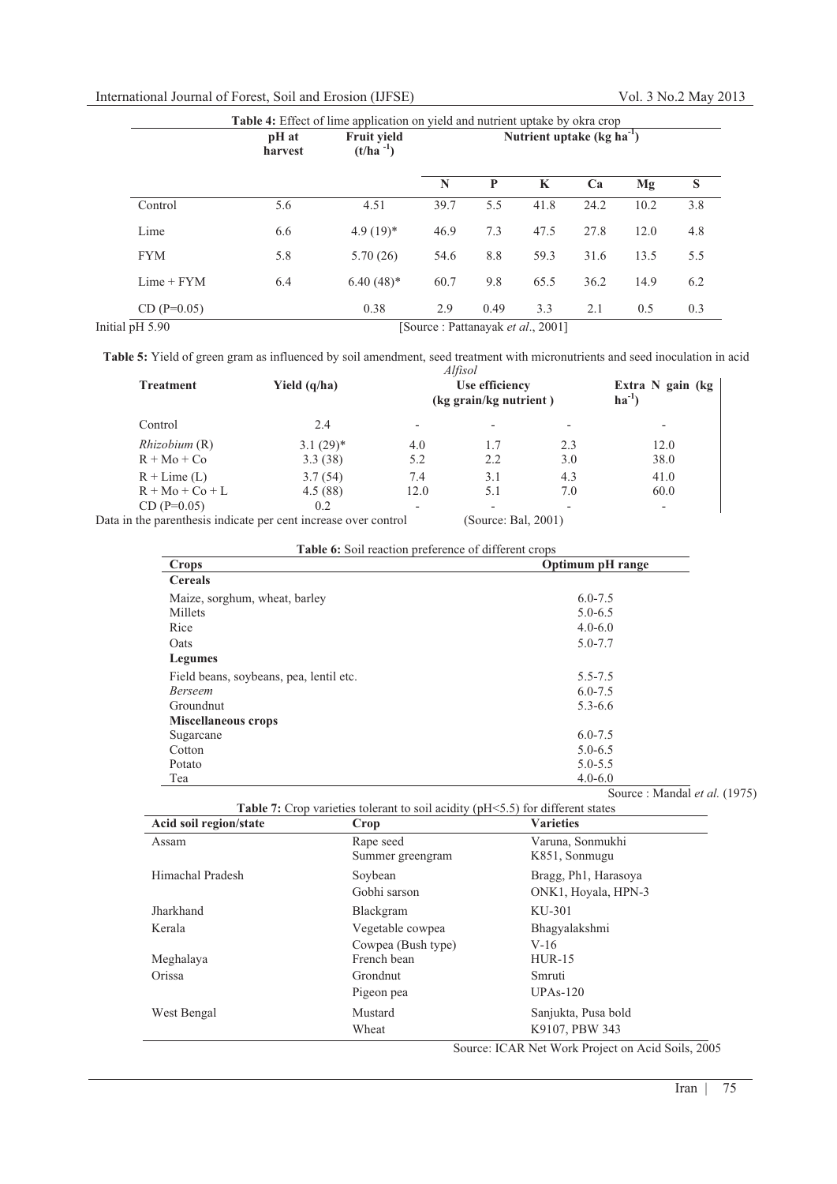**Table 4:** Effect of lime application on yield and nutrient uptake by okra crop

| | pH at harvest | Fruit yield ($t/ha^{-1}$) | Nutrient uptake ($kg\ ha^{-1}$) | | | | | |
|---|---|---|---|---|---|---|---|---|
| | | | N | P | K | Ca | Mg | S |
| Control | 5.6 | 4.51 | 39.7 | 5.5 | 41.8 | 24.2 | 10.2 | 3.8 |
| Lime | 6.6 | 4.9 (19)* | 46.9 | 7.3 | 47.5 | 27.8 | 12.0 | 4.8 |
| FYM | 5.8 | 5.70 (26) | 54.6 | 8.8 | 59.3 | 31.6 | 13.5 | 5.5 |
| Lime + FYM | 6.4 | 6.40 (48)* | 60.7 | 9.8 | 65.5 | 36.2 | 14.9 | 6.2 |
| CD (P=0.05) | | 0.38 | 2.9 | 0.49 | 3.3 | 2.1 | 0.5 | 0.3 |

Initial pH 5.90 [Source : Pattanayak *et al*., 2001]

**Table 5:** Yield of green gram as influenced by soil amendment, seed treatment with micronutrients and seed inoculation in acid *Alfisol*

| Treatment | Yield (q/ha) | Use efficiency (kg grain/kg nutrient ) | | | Extra N gain ($kg\ ha^{-1}$) |
|---|---|---|---|---|---|
| Control | 2.4 | - | - | - | - |
| *Rhizobium* (R) | 3.1 (29)* | 4.0 | 1.7 | 2.3 | 12.0 |
| R + Mo + Co | 3.3 (38) | 5.2 | 2.2 | 3.0 | 38.0 |
| R + Lime (L) | 3.7 (54) | 7.4 | 3.1 | 4.3 | 41.0 |
| R + Mo + Co + L | 4.5 (88) | 12.0 | 5.1 | 7.0 | 60.0 |
| CD (P=0.05) | 0.2 | - | - | - | - |

Data in the parenthesis indicate per cent increase over control (Source: Bal, 2001)

**Table 6:** Soil reaction preference of different crops

| Crops | Optimum pH range |
|---|---|
| **Cereals** | |
| Maize, sorghum, wheat, barley | 6.0-7.5 |
| Millets | 5.0-6.5 |
| Rice | 4.0-6.0 |
| Oats | 5.0-7.7 |
| **Legumes** | |
| Field beans, soybeans, pea, lentil etc. | 5.5-7.5 |
| *Berseem* | 6.0-7.5 |
| Groundnut | 5.3-6.6 |
| **Miscellaneous crops** | |
| Sugarcane | 6.0-7.5 |
| Cotton | 5.0-6.5 |
| Potato | 5.0-5.5 |
| Tea | 4.0-6.0 |

Source : Mandal *et al.* (1975)

**Table 7:** Crop varieties tolerant to soil acidity (pH<5.5) for different states

| Acid soil region/state | Crop | Varieties |
|---|---|---|
| Assam | Rape seed | Varuna, Sonmukhi |
| | Summer greengram | K851, Sonmugu |
| Himachal Pradesh | Soybean | Bragg, Ph1, Harasoya |
| | Gobhi sarson | ONK1, Hoyala, HPN-3 |
| Jharkhand | Blackgram | KU-301 |
| Kerala | Vegetable cowpea | Bhagyalakshmi |
| | Cowpea (Bush type) | V-16 |
| Meghalaya | French bean | HUR-15 |
| Orissa | Grondnut | Smruti |
| | Pigeon pea | UPAs-120 |
| West Bengal | Mustard | Sanjukta, Pusa bold |
| | Wheat | K9107, PBW 343 |

Source: ICAR Net Work Project on Acid Soils, 2005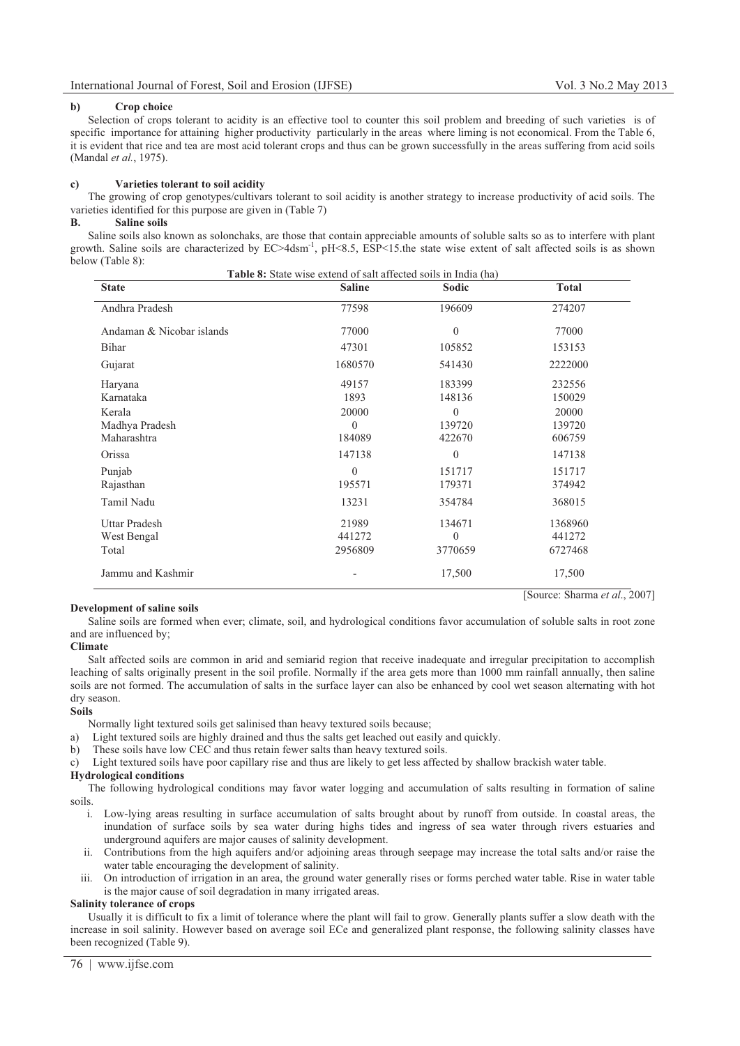**b) Crop choice**

Selection of crops tolerant to acidity is an effective tool to counter this soil problem and breeding of such varieties is of specific importance for attaining higher productivity particularly in the areas where liming is not economical. From the Table 6, it is evident that rice and tea are most acid tolerant crops and thus can be grown successfully in the areas suffering from acid soils (Mandal *et al.*, 1975).

**c) Varieties tolerant to soil acidity**

The growing of crop genotypes/cultivars tolerant to soil acidity is another strategy to increase productivity of acid soils. The varieties identified for this purpose are given in (Table 7)

**B. Saline soils**

Saline soils also known as solonchaks, are those that contain appreciable amounts of soluble salts so as to interfere with plant growth. Saline soils are characterized by EC>4dsm$^{-1}$, pH<8.5, ESP<15.the state wise extent of salt affected soils is as shown below (Table 8):

**Table 8:** State wise extend of salt affected soils in India (ha)

| State | Saline | Sodic | Total |
|---|---|---|---|
| Andhra Pradesh | 77598 | 196609 | 274207 |
| Andaman & Nicobar islands | 77000 | 0 | 77000 |
| Bihar | 47301 | 105852 | 153153 |
| Gujarat | 1680570 | 541430 | 2222000 |
| Haryana | 49157 | 183399 | 232556 |
| Karnataka | 1893 | 148136 | 150029 |
| Kerala | 20000 | 0 | 20000 |
| Madhya Pradesh | 0 | 139720 | 139720 |
| Maharashtra | 184089 | 422670 | 606759 |
| Orissa | 147138 | 0 | 147138 |
| Punjab | 0 | 151717 | 151717 |
| Rajasthan | 195571 | 179371 | 374942 |
| Tamil Nadu | 13231 | 354784 | 368015 |
| Uttar Pradesh | 21989 | 134671 | 1368960 |
| West Bengal | 441272 | 0 | 441272 |
| Total | 2956809 | 3770659 | 6727468 |
| Jammu and Kashmir | - | 17,500 | 17,500 |

[Source: Sharma *et al.*, 2007]

**Development of saline soils**

Saline soils are formed when ever; climate, soil, and hydrological conditions favor accumulation of soluble salts in root zone and are influenced by;

**Climate**

Salt affected soils are common in arid and semiarid region that receive inadequate and irregular precipitation to accomplish leaching of salts originally present in the soil profile. Normally if the area gets more than 1000 mm rainfall annually, then saline soils are not formed. The accumulation of salts in the surface layer can also be enhanced by cool wet season alternating with hot dry season.

**Soils**

Normally light textured soils get salinised than heavy textured soils because;

a) Light textured soils are highly drained and thus the salts get leached out easily and quickly.
b) These soils have low CEC and thus retain fewer salts than heavy textured soils.
c) Light textured soils have poor capillary rise and thus are likely to get less affected by shallow brackish water table.

**Hydrological conditions**

The following hydrological conditions may favor water logging and accumulation of salts resulting in formation of saline soils.

i. Low-lying areas resulting in surface accumulation of salts brought about by runoff from outside. In coastal areas, the inundation of surface soils by sea water during highs tides and ingress of sea water through rivers estuaries and underground aquifers are major causes of salinity development.
ii. Contributions from the high aquifers and/or adjoining areas through seepage may increase the total salts and/or raise the water table encouraging the development of salinity.
iii. On introduction of irrigation in an area, the ground water generally rises or forms perched water table. Rise in water table is the major cause of soil degradation in many irrigated areas.

**Salinity tolerance of crops**

Usually it is difficult to fix a limit of tolerance where the plant will fail to grow. Generally plants suffer a slow death with the increase in soil salinity. However based on average soil ECe and generalized plant response, the following salinity classes have been recognized (Table 9).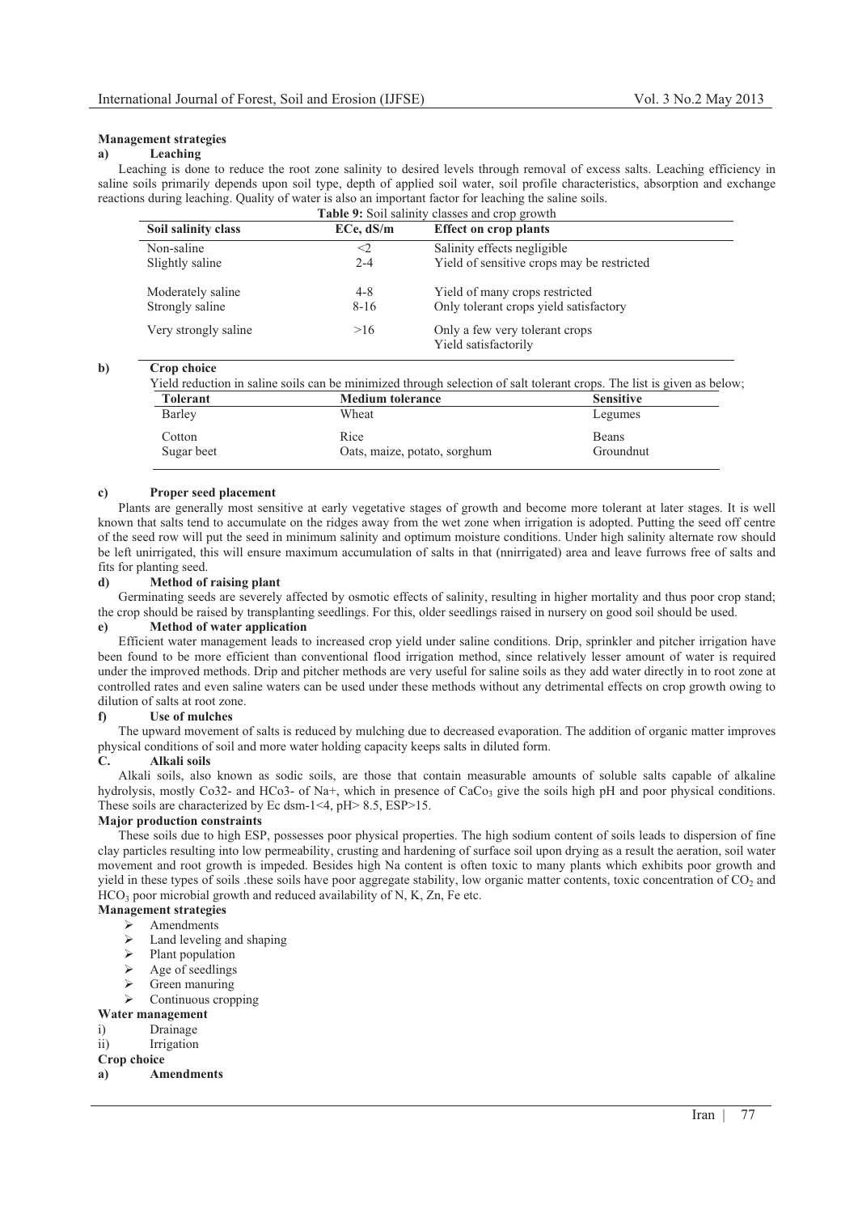**Management strategies**

**a) Leaching**

Leaching is done to reduce the root zone salinity to desired levels through removal of excess salts. Leaching efficiency in saline soils primarily depends upon soil type, depth of applied soil water, soil profile characteristics, absorption and exchange reactions during leaching. Quality of water is also an important factor for leaching the saline soils.

**Table 9:** Soil salinity classes and crop growth

| Soil salinity class | ECe, dS/m | Effect on crop plants |
|---|---|---|
| Non-saline | <2 | Salinity effects negligible |
| Slightly saline | 2-4 | Yield of sensitive crops may be restricted |
| Moderately saline | 4-8 | Yield of many crops restricted |
| Strongly saline | 8-16 | Only tolerant crops yield satisfactory |
| Very strongly saline | >16 | Only a few very tolerant crops Yield satisfactorily |

**b) Crop choice**

Yield reduction in saline soils can be minimized through selection of salt tolerant crops. The list is given as below;

| Tolerant | Medium tolerance | Sensitive |
|---|---|---|
| Barley | Wheat | Legumes |
| Cotton | Rice | Beans |
| Sugar beet | Oats, maize, potato, sorghum | Groundnut |

**c) Proper seed placement**

Plants are generally most sensitive at early vegetative stages of growth and become more tolerant at later stages. It is well known that salts tend to accumulate on the ridges away from the wet zone when irrigation is adopted. Putting the seed off centre of the seed row will put the seed in minimum salinity and optimum moisture conditions. Under high salinity alternate row should be left unirrigated, this will ensure maximum accumulation of salts in that (nnirrigated) area and leave furrows free of salts and fits for planting seed.

**d) Method of raising plant**

Germinating seeds are severely affected by osmotic effects of salinity, resulting in higher mortality and thus poor crop stand; the crop should be raised by transplanting seedlings. For this, older seedlings raised in nursery on good soil should be used.

**e) Method of water application**

Efficient water management leads to increased crop yield under saline conditions. Drip, sprinkler and pitcher irrigation have been found to be more efficient than conventional flood irrigation method, since relatively lesser amount of water is required under the improved methods. Drip and pitcher methods are very useful for saline soils as they add water directly in to root zone at controlled rates and even saline waters can be used under these methods without any detrimental effects on crop growth owing to dilution of salts at root zone.

**f) Use of mulches**

The upward movement of salts is reduced by mulching due to decreased evaporation. The addition of organic matter improves physical conditions of soil and more water holding capacity keeps salts in diluted form.

**C. Alkali soils**

Alkali soils, also known as sodic soils, are those that contain measurable amounts of soluble salts capable of alkaline hydrolysis, mostly $CO_3^{2-}$ and $HCO_3^-$ of $Na^+$, which in presence of $CaCO_3$ give the soils high pH and poor physical conditions. These soils are characterized by Ec dsm-1<4, pH> 8.5, ESP>15.

**Major production constraints**

These soils due to high ESP, possesses poor physical properties. The high sodium content of soils leads to dispersion of fine clay particles resulting into low permeability, crusting and hardening of surface soil upon drying as a result the aeration, soil water movement and root growth is impeded. Besides high Na content is often toxic to many plants which exhibits poor growth and yield in these types of soils .these soils have poor aggregate stability, low organic matter contents, toxic concentration of $CO_2$ and $HCO_3$ poor microbial growth and reduced availability of N, K, Zn, Fe etc.

**Management strategies**

- Amendments
- Land leveling and shaping
- Plant population
- Age of seedlings
- Green manuring
- Continuous cropping

**Water management**

i) Drainage

ii) Irrigation

**Crop choice**

**a) Amendments**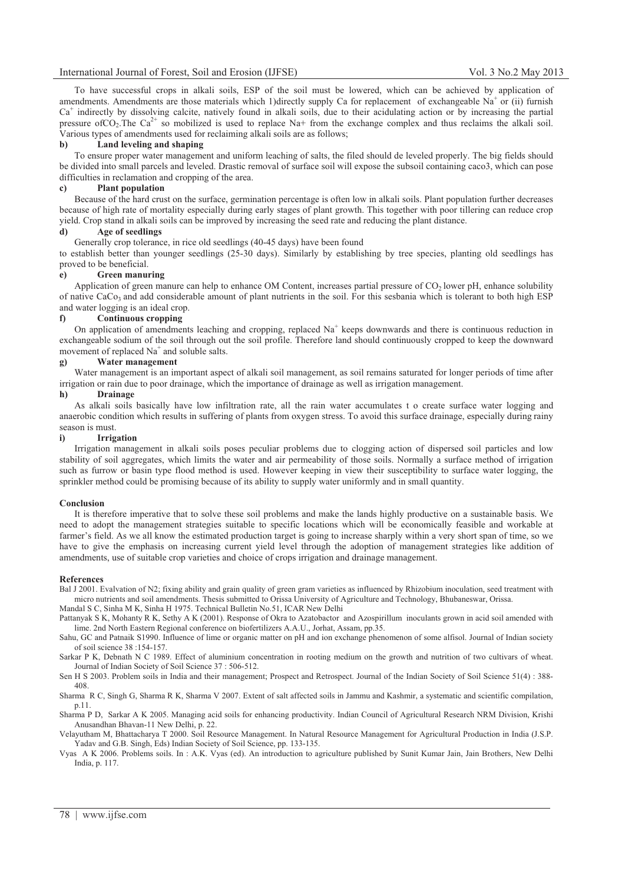To have successful crops in alkali soils, ESP of the soil must be lowered, which can be achieved by application of amendments. Amendments are those materials which 1)directly supply Ca for replacement of exchangeable $Na^+$ or (ii) furnish $Ca^+$ indirectly by dissolving calcite, natively found in alkali soils, due to their acidulating action or by increasing the partial pressure of$CO_2$.The $Ca^{2+}$ so mobilized is used to replace Na+ from the exchange complex and thus reclaims the alkali soil. Various types of amendments used for reclaiming alkali soils are as follows;

**b) Land leveling and shaping**

To ensure proper water management and uniform leaching of salts, the filed should de leveled properly. The big fields should be divided into small parcels and leveled. Drastic removal of surface soil will expose the subsoil containing caco3, which can pose difficulties in reclamation and cropping of the area.

**c) Plant population**

Because of the hard crust on the surface, germination percentage is often low in alkali soils. Plant population further decreases because of high rate of mortality especially during early stages of plant growth. This together with poor tillering can reduce crop yield. Crop stand in alkali soils can be improved by increasing the seed rate and reducing the plant distance.

**d) Age of seedlings**

Generally crop tolerance, in rice old seedlings (40-45 days) have been found to establish better than younger seedlings (25-30 days). Similarly by establishing by tree species, planting old seedlings has proved to be beneficial.

**e) Green manuring**

Application of green manure can help to enhance OM Content, increases partial pressure of $CO_2$ lower pH, enhance solubility of native $CaCo_3$ and add considerable amount of plant nutrients in the soil. For this sesbania which is tolerant to both high ESP and water logging is an ideal crop.

**f) Continuous cropping**

On application of amendments leaching and cropping, replaced $Na^+$ keeps downwards and there is continuous reduction in exchangeable sodium of the soil through out the soil profile. Therefore land should continuously cropped to keep the downward movement of replaced $Na^+$ and soluble salts.

**g) Water management**

Water management is an important aspect of alkali soil management, as soil remains saturated for longer periods of time after irrigation or rain due to poor drainage, which the importance of drainage as well as irrigation management.

**h) Drainage**

As alkali soils basically have low infiltration rate, all the rain water accumulates t o create surface water logging and anaerobic condition which results in suffering of plants from oxygen stress. To avoid this surface drainage, especially during rainy season is must.

**i) Irrigation**

Irrigation management in alkali soils poses peculiar problems due to clogging action of dispersed soil particles and low stability of soil aggregates, which limits the water and air permeability of those soils. Normally a surface method of irrigation such as furrow or basin type flood method is used. However keeping in view their susceptibility to surface water logging, the sprinkler method could be promising because of its ability to supply water uniformly and in small quantity.

## Conclusion

It is therefore imperative that to solve these soil problems and make the lands highly productive on a sustainable basis. We need to adopt the management strategies suitable to specific locations which will be economically feasible and workable at farmer's field. As we all know the estimated production target is going to increase sharply within a very short span of time, so we have to give the emphasis on increasing current yield level through the adoption of management strategies like addition of amendments, use of suitable crop varieties and choice of crops irrigation and drainage management.

## References

Bal J 2001. Evalvation of N2; fixing ability and grain quality of green gram varieties as influenced by Rhizobium inoculation, seed treatment with micro nutrients and soil amendments. Thesis submitted to Orissa University of Agriculture and Technology, Bhubaneswar, Orissa.

Mandal S C, Sinha M K, Sinha H 1975. Technical Bulletin No.51, ICAR New Delhi

Pattanyak S K, Mohanty R K, Sethy A K (2001). Response of Okra to Azatobacter and Azospirillum inoculants grown in acid soil amended with lime. 2nd North Eastern Regional conference on biofertilizers A.A.U., Jorhat, Assam, pp.35.

Sahu, GC and Patnaik S1990. Influence of lime or organic matter on pH and ion exchange phenomenon of some alfisol. Journal of Indian society of soil science 38 :154-157.

Sarkar P K, Debnath N C 1989. Effect of aluminium concentration in rooting medium on the growth and nutrition of two cultivars of wheat. Journal of Indian Society of Soil Science 37 : 506-512.

Sen H S 2003. Problem soils in India and their management; Prospect and Retrospect. Journal of the Indian Society of Soil Science 51(4) : 388-408.

Sharma R C, Singh G, Sharma R K, Sharma V 2007. Extent of salt affected soils in Jammu and Kashmir, a systematic and scientific compilation, p.11.

Sharma P D, Sarkar A K 2005. Managing acid soils for enhancing productivity. Indian Council of Agricultural Research NRM Division, Krishi Anusandhan Bhavan-11 New Delhi, p. 22.

Velayutham M, Bhattacharya T 2000. Soil Resource Management. In Natural Resource Management for Agricultural Production in India (J.S.P. Yadav and G.B. Singh, Eds) Indian Society of Soil Science, pp. 133-135.

Vyas A K 2006. Problems soils. In : A.K. Vyas (ed). An introduction to agriculture published by Sunit Kumar Jain, Jain Brothers, New Delhi India, p. 117.